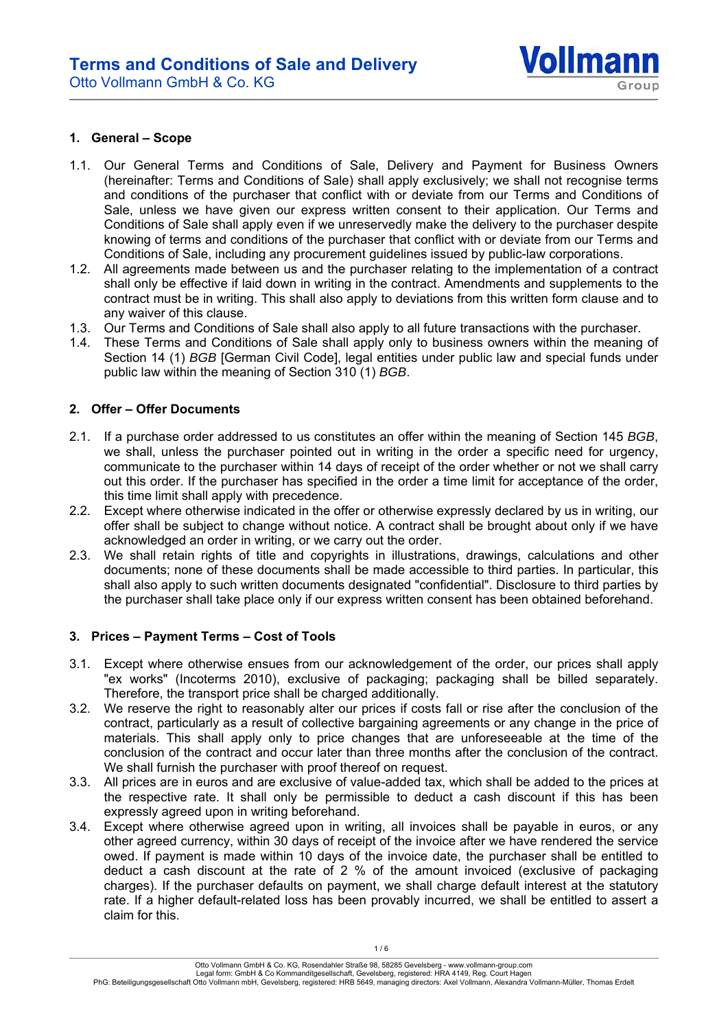# Terms and Conditions of Sale and Delivery

Otto Vollmann GmbH & Co. KG

## 1. General – Scope

1.1. Our General Terms and Conditions of Sale, Delivery and Payment for Business Owners (hereinafter: Terms and Conditions of Sale) shall apply exclusively; we shall not recognise terms and conditions of the purchaser that conflict with or deviate from our Terms and Conditions of Sale, unless we have given our express written consent to their application. Our Terms and Conditions of Sale shall apply even if we unreservedly make the delivery to the purchaser despite knowing of terms and conditions of the purchaser that conflict with or deviate from our Terms and Conditions of Sale, including any procurement guidelines issued by public-law corporations.

1.2. All agreements made between us and the purchaser relating to the implementation of a contract shall only be effective if laid down in writing in the contract. Amendments and supplements to the contract must be in writing. This shall also apply to deviations from this written form clause and to any waiver of this clause.

1.3. Our Terms and Conditions of Sale shall also apply to all future transactions with the purchaser.

1.4. These Terms and Conditions of Sale shall apply only to business owners within the meaning of Section 14 (1) *BGB* [German Civil Code], legal entities under public law and special funds under public law within the meaning of Section 310 (1) *BGB*.

## 2. Offer – Offer Documents

2.1. If a purchase order addressed to us constitutes an offer within the meaning of Section 145 *BGB*, we shall, unless the purchaser pointed out in writing in the order a specific need for urgency, communicate to the purchaser within 14 days of receipt of the order whether or not we shall carry out this order. If the purchaser has specified in the order a time limit for acceptance of the order, this time limit shall apply with precedence.

2.2. Except where otherwise indicated in the offer or otherwise expressly declared by us in writing, our offer shall be subject to change without notice. A contract shall be brought about only if we have acknowledged an order in writing, or we carry out the order.

2.3. We shall retain rights of title and copyrights in illustrations, drawings, calculations and other documents; none of these documents shall be made accessible to third parties. In particular, this shall also apply to such written documents designated "confidential". Disclosure to third parties by the purchaser shall take place only if our express written consent has been obtained beforehand.

## 3. Prices – Payment Terms – Cost of Tools

3.1. Except where otherwise ensues from our acknowledgement of the order, our prices shall apply "ex works" (Incoterms 2010), exclusive of packaging; packaging shall be billed separately. Therefore, the transport price shall be charged additionally.

3.2. We reserve the right to reasonably alter our prices if costs fall or rise after the conclusion of the contract, particularly as a result of collective bargaining agreements or any change in the price of materials. This shall apply only to price changes that are unforeseeable at the time of the conclusion of the contract and occur later than three months after the conclusion of the contract. We shall furnish the purchaser with proof thereof on request.

3.3. All prices are in euros and are exclusive of value-added tax, which shall be added to the prices at the respective rate. It shall only be permissible to deduct a cash discount if this has been expressly agreed upon in writing beforehand.

3.4. Except where otherwise agreed upon in writing, all invoices shall be payable in euros, or any other agreed currency, within 30 days of receipt of the invoice after we have rendered the service owed. If payment is made within 10 days of the invoice date, the purchaser shall be entitled to deduct a cash discount at the rate of 2 % of the amount invoiced (exclusive of packaging charges). If the purchaser defaults on payment, we shall charge default interest at the statutory rate. If a higher default-related loss has been provably incurred, we shall be entitled to assert a claim for this.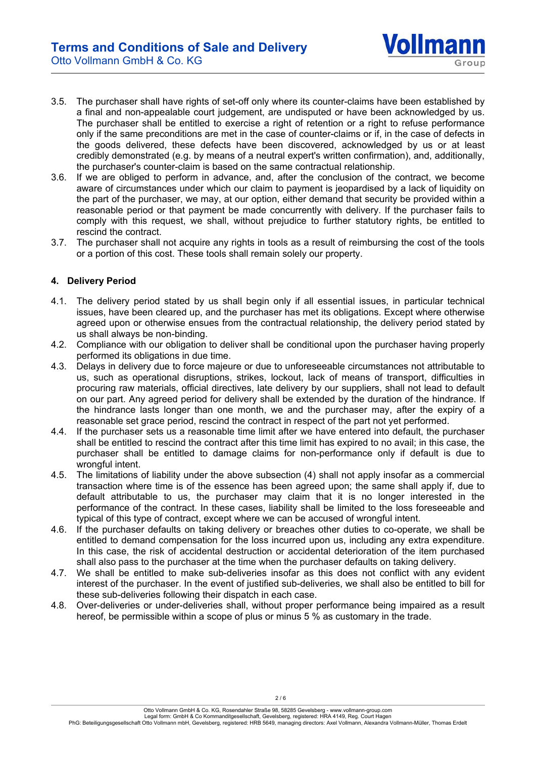3.5. The purchaser shall have rights of set-off only where its counter-claims have been established by a final and non-appealable court judgement, are undisputed or have been acknowledged by us. The purchaser shall be entitled to exercise a right of retention or a right to refuse performance only if the same preconditions are met in the case of counter-claims or if, in the case of defects in the goods delivered, these defects have been discovered, acknowledged by us or at least credibly demonstrated (e.g. by means of a neutral expert's written confirmation), and, additionally, the purchaser's counter-claim is based on the same contractual relationship.

3.6. If we are obliged to perform in advance, and, after the conclusion of the contract, we become aware of circumstances under which our claim to payment is jeopardised by a lack of liquidity on the part of the purchaser, we may, at our option, either demand that security be provided within a reasonable period or that payment be made concurrently with delivery. If the purchaser fails to comply with this request, we shall, without prejudice to further statutory rights, be entitled to rescind the contract.

3.7. The purchaser shall not acquire any rights in tools as a result of reimbursing the cost of the tools or a portion of this cost. These tools shall remain solely our property.

## 4. Delivery Period

4.1. The delivery period stated by us shall begin only if all essential issues, in particular technical issues, have been cleared up, and the purchaser has met its obligations. Except where otherwise agreed upon or otherwise ensues from the contractual relationship, the delivery period stated by us shall always be non-binding.

4.2. Compliance with our obligation to deliver shall be conditional upon the purchaser having properly performed its obligations in due time.

4.3. Delays in delivery due to force majeure or due to unforeseeable circumstances not attributable to us, such as operational disruptions, strikes, lockout, lack of means of transport, difficulties in procuring raw materials, official directives, late delivery by our suppliers, shall not lead to default on our part. Any agreed period for delivery shall be extended by the duration of the hindrance. If the hindrance lasts longer than one month, we and the purchaser may, after the expiry of a reasonable set grace period, rescind the contract in respect of the part not yet performed.

4.4. If the purchaser sets us a reasonable time limit after we have entered into default, the purchaser shall be entitled to rescind the contract after this time limit has expired to no avail; in this case, the purchaser shall be entitled to damage claims for non-performance only if default is due to wrongful intent.

4.5. The limitations of liability under the above subsection (4) shall not apply insofar as a commercial transaction where time is of the essence has been agreed upon; the same shall apply if, due to default attributable to us, the purchaser may claim that it is no longer interested in the performance of the contract. In these cases, liability shall be limited to the loss foreseeable and typical of this type of contract, except where we can be accused of wrongful intent.

4.6. If the purchaser defaults on taking delivery or breaches other duties to co-operate, we shall be entitled to demand compensation for the loss incurred upon us, including any extra expenditure. In this case, the risk of accidental destruction or accidental deterioration of the item purchased shall also pass to the purchaser at the time when the purchaser defaults on taking delivery.

4.7. We shall be entitled to make sub-deliveries insofar as this does not conflict with any evident interest of the purchaser. In the event of justified sub-deliveries, we shall also be entitled to bill for these sub-deliveries following their dispatch in each case.

4.8. Over-deliveries or under-deliveries shall, without proper performance being impaired as a result hereof, be permissible within a scope of plus or minus 5 % as customary in the trade.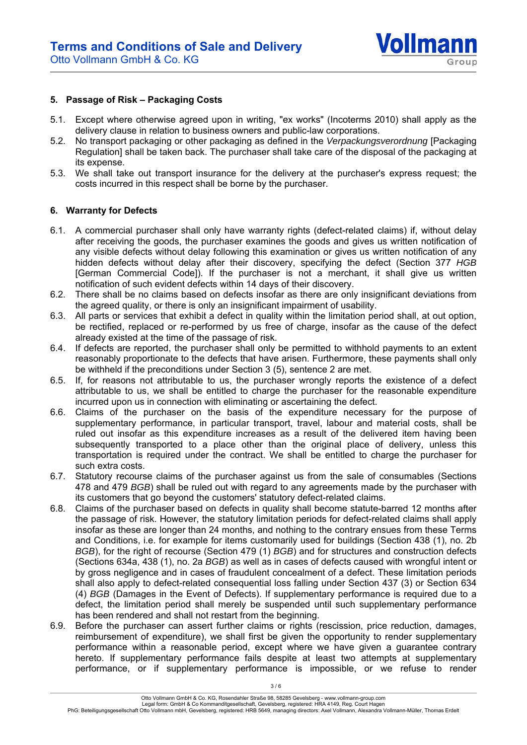## 5. Passage of Risk – Packaging Costs

5.1. Except where otherwise agreed upon in writing, "ex works" (Incoterms 2010) shall apply as the delivery clause in relation to business owners and public-law corporations.

5.2. No transport packaging or other packaging as defined in the *Verpackungsverordnung* [Packaging Regulation] shall be taken back. The purchaser shall take care of the disposal of the packaging at its expense.

5.3. We shall take out transport insurance for the delivery at the purchaser's express request; the costs incurred in this respect shall be borne by the purchaser.

## 6. Warranty for Defects

6.1. A commercial purchaser shall only have warranty rights (defect-related claims) if, without delay after receiving the goods, the purchaser examines the goods and gives us written notification of any visible defects without delay following this examination or gives us written notification of any hidden defects without delay after their discovery, specifying the defect (Section 377 *HGB* [German Commercial Code]). If the purchaser is not a merchant, it shall give us written notification of such evident defects within 14 days of their discovery.

6.2. There shall be no claims based on defects insofar as there are only insignificant deviations from the agreed quality, or there is only an insignificant impairment of usability.

6.3. All parts or services that exhibit a defect in quality within the limitation period shall, at out option, be rectified, replaced or re-performed by us free of charge, insofar as the cause of the defect already existed at the time of the passage of risk.

6.4. If defects are reported, the purchaser shall only be permitted to withhold payments to an extent reasonably proportionate to the defects that have arisen. Furthermore, these payments shall only be withheld if the preconditions under Section 3 (5), sentence 2 are met.

6.5. If, for reasons not attributable to us, the purchaser wrongly reports the existence of a defect attributable to us, we shall be entitled to charge the purchaser for the reasonable expenditure incurred upon us in connection with eliminating or ascertaining the defect.

6.6. Claims of the purchaser on the basis of the expenditure necessary for the purpose of supplementary performance, in particular transport, travel, labour and material costs, shall be ruled out insofar as this expenditure increases as a result of the delivered item having been subsequently transported to a place other than the original place of delivery, unless this transportation is required under the contract. We shall be entitled to charge the purchaser for such extra costs.

6.7. Statutory recourse claims of the purchaser against us from the sale of consumables (Sections 478 and 479 *BGB*) shall be ruled out with regard to any agreements made by the purchaser with its customers that go beyond the customers' statutory defect-related claims.

6.8. Claims of the purchaser based on defects in quality shall become statute-barred 12 months after the passage of risk. However, the statutory limitation periods for defect-related claims shall apply insofar as these are longer than 24 months, and nothing to the contrary ensues from these Terms and Conditions, i.e. for example for items customarily used for buildings (Section 438 (1), no. 2b *BGB*), for the right of recourse (Section 479 (1) *BGB*) and for structures and construction defects (Sections 634a, 438 (1), no. 2a *BGB*) as well as in cases of defects caused with wrongful intent or by gross negligence and in cases of fraudulent concealment of a defect. These limitation periods shall also apply to defect-related consequential loss falling under Section 437 (3) or Section 634 (4) *BGB* (Damages in the Event of Defects). If supplementary performance is required due to a defect, the limitation period shall merely be suspended until such supplementary performance has been rendered and shall not restart from the beginning.

6.9. Before the purchaser can assert further claims or rights (rescission, price reduction, damages, reimbursement of expenditure), we shall first be given the opportunity to render supplementary performance within a reasonable period, except where we have given a guarantee contrary hereto. If supplementary performance fails despite at least two attempts at supplementary performance, or if supplementary performance is impossible, or we refuse to render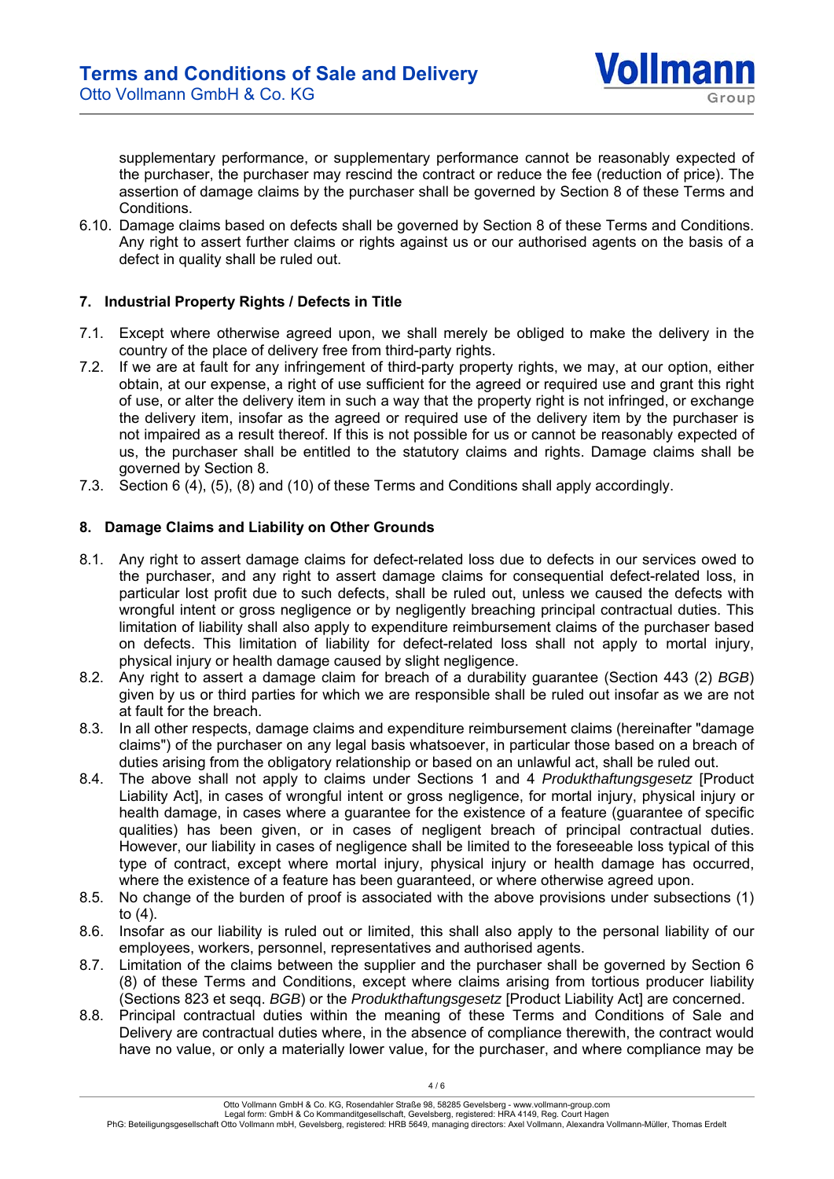supplementary performance, or supplementary performance cannot be reasonably expected of the purchaser, the purchaser may rescind the contract or reduce the fee (reduction of price). The assertion of damage claims by the purchaser shall be governed by Section 8 of these Terms and Conditions.

6.10. Damage claims based on defects shall be governed by Section 8 of these Terms and Conditions. Any right to assert further claims or rights against us or our authorised agents on the basis of a defect in quality shall be ruled out.

## 7. Industrial Property Rights / Defects in Title

7.1. Except where otherwise agreed upon, we shall merely be obliged to make the delivery in the country of the place of delivery free from third-party rights.

7.2. If we are at fault for any infringement of third-party property rights, we may, at our option, either obtain, at our expense, a right of use sufficient for the agreed or required use and grant this right of use, or alter the delivery item in such a way that the property right is not infringed, or exchange the delivery item, insofar as the agreed or required use of the delivery item by the purchaser is not impaired as a result thereof. If this is not possible for us or cannot be reasonably expected of us, the purchaser shall be entitled to the statutory claims and rights. Damage claims shall be governed by Section 8.

7.3. Section 6 (4), (5), (8) and (10) of these Terms and Conditions shall apply accordingly.

## 8. Damage Claims and Liability on Other Grounds

8.1. Any right to assert damage claims for defect-related loss due to defects in our services owed to the purchaser, and any right to assert damage claims for consequential defect-related loss, in particular lost profit due to such defects, shall be ruled out, unless we caused the defects with wrongful intent or gross negligence or by negligently breaching principal contractual duties. This limitation of liability shall also apply to expenditure reimbursement claims of the purchaser based on defects. This limitation of liability for defect-related loss shall not apply to mortal injury, physical injury or health damage caused by slight negligence.

8.2. Any right to assert a damage claim for breach of a durability guarantee (Section 443 (2) *BGB*) given by us or third parties for which we are responsible shall be ruled out insofar as we are not at fault for the breach.

8.3. In all other respects, damage claims and expenditure reimbursement claims (hereinafter "damage claims") of the purchaser on any legal basis whatsoever, in particular those based on a breach of duties arising from the obligatory relationship or based on an unlawful act, shall be ruled out.

8.4. The above shall not apply to claims under Sections 1 and 4 *Produkthaftungsgesetz* [Product Liability Act], in cases of wrongful intent or gross negligence, for mortal injury, physical injury or health damage, in cases where a guarantee for the existence of a feature (guarantee of specific qualities) has been given, or in cases of negligent breach of principal contractual duties. However, our liability in cases of negligence shall be limited to the foreseeable loss typical of this type of contract, except where mortal injury, physical injury or health damage has occurred, where the existence of a feature has been guaranteed, or where otherwise agreed upon.

8.5. No change of the burden of proof is associated with the above provisions under subsections (1) to (4).

8.6. Insofar as our liability is ruled out or limited, this shall also apply to the personal liability of our employees, workers, personnel, representatives and authorised agents.

8.7. Limitation of the claims between the supplier and the purchaser shall be governed by Section 6 (8) of these Terms and Conditions, except where claims arising from tortious producer liability (Sections 823 et seqq. *BGB*) or the *Produkthaftungsgesetz* [Product Liability Act] are concerned.

8.8. Principal contractual duties within the meaning of these Terms and Conditions of Sale and Delivery are contractual duties where, in the absence of compliance therewith, the contract would have no value, or only a materially lower value, for the purchaser, and where compliance may be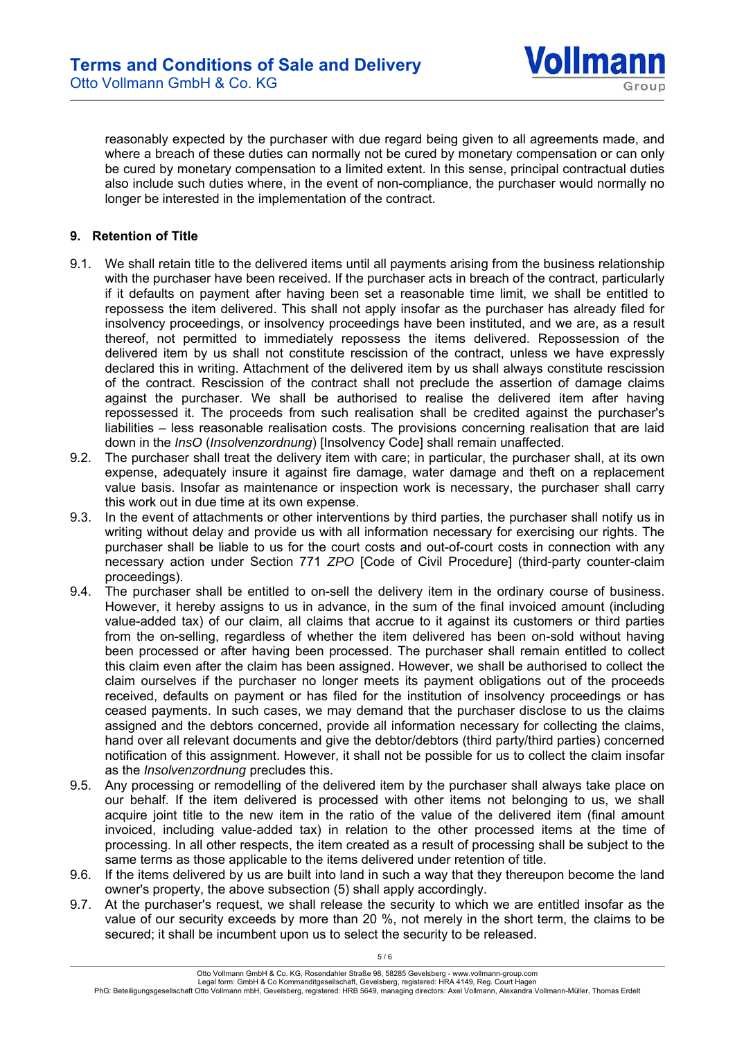reasonably expected by the purchaser with due regard being given to all agreements made, and where a breach of these duties can normally not be cured by monetary compensation or can only be cured by monetary compensation to a limited extent. In this sense, principal contractual duties also include such duties where, in the event of non-compliance, the purchaser would normally no longer be interested in the implementation of the contract.

## 9. Retention of Title

9.1. We shall retain title to the delivered items until all payments arising from the business relationship with the purchaser have been received. If the purchaser acts in breach of the contract, particularly if it defaults on payment after having been set a reasonable time limit, we shall be entitled to repossess the item delivered. This shall not apply insofar as the purchaser has already filed for insolvency proceedings, or insolvency proceedings have been instituted, and we are, as a result thereof, not permitted to immediately repossess the items delivered. Repossession of the delivered item by us shall not constitute rescission of the contract, unless we have expressly declared this in writing. Attachment of the delivered item by us shall always constitute rescission of the contract. Rescission of the contract shall not preclude the assertion of damage claims against the purchaser. We shall be authorised to realise the delivered item after having repossessed it. The proceeds from such realisation shall be credited against the purchaser's liabilities – less reasonable realisation costs. The provisions concerning realisation that are laid down in the *InsO* (*Insolvenzordnung*) [Insolvency Code] shall remain unaffected.

9.2. The purchaser shall treat the delivery item with care; in particular, the purchaser shall, at its own expense, adequately insure it against fire damage, water damage and theft on a replacement value basis. Insofar as maintenance or inspection work is necessary, the purchaser shall carry this work out in due time at its own expense.

9.3. In the event of attachments or other interventions by third parties, the purchaser shall notify us in writing without delay and provide us with all information necessary for exercising our rights. The purchaser shall be liable to us for the court costs and out-of-court costs in connection with any necessary action under Section 771 *ZPO* [Code of Civil Procedure] (third-party counter-claim proceedings).

9.4. The purchaser shall be entitled to on-sell the delivery item in the ordinary course of business. However, it hereby assigns to us in advance, in the sum of the final invoiced amount (including value-added tax) of our claim, all claims that accrue to it against its customers or third parties from the on-selling, regardless of whether the item delivered has been on-sold without having been processed or after having been processed. The purchaser shall remain entitled to collect this claim even after the claim has been assigned. However, we shall be authorised to collect the claim ourselves if the purchaser no longer meets its payment obligations out of the proceeds received, defaults on payment or has filed for the institution of insolvency proceedings or has ceased payments. In such cases, we may demand that the purchaser disclose to us the claims assigned and the debtors concerned, provide all information necessary for collecting the claims, hand over all relevant documents and give the debtor/debtors (third party/third parties) concerned notification of this assignment. However, it shall not be possible for us to collect the claim insofar as the *Insolvenzordnung* precludes this.

9.5. Any processing or remodelling of the delivered item by the purchaser shall always take place on our behalf. If the item delivered is processed with other items not belonging to us, we shall acquire joint title to the new item in the ratio of the value of the delivered item (final amount invoiced, including value-added tax) in relation to the other processed items at the time of processing. In all other respects, the item created as a result of processing shall be subject to the same terms as those applicable to the items delivered under retention of title.

9.6. If the items delivered by us are built into land in such a way that they thereupon become the land owner's property, the above subsection (5) shall apply accordingly.

9.7. At the purchaser's request, we shall release the security to which we are entitled insofar as the value of our security exceeds by more than 20 %, not merely in the short term, the claims to be secured; it shall be incumbent upon us to select the security to be released.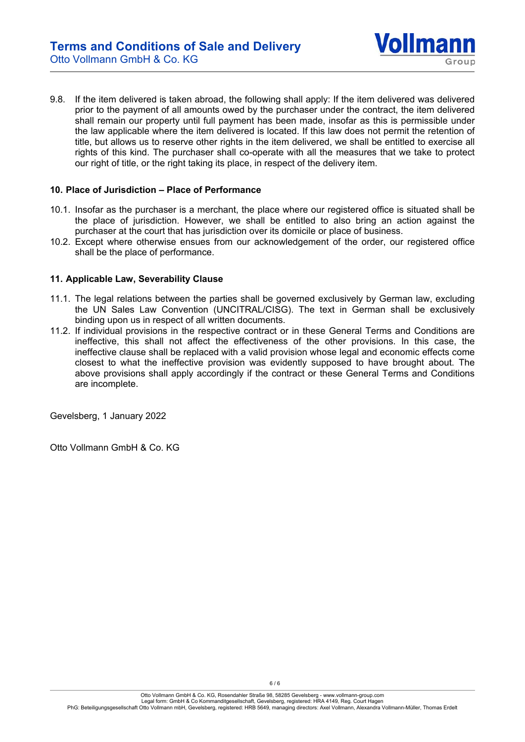9.8. If the item delivered is taken abroad, the following shall apply: If the item delivered was delivered prior to the payment of all amounts owed by the purchaser under the contract, the item delivered shall remain our property until full payment has been made, insofar as this is permissible under the law applicable where the item delivered is located. If this law does not permit the retention of title, but allows us to reserve other rights in the item delivered, we shall be entitled to exercise all rights of this kind. The purchaser shall co-operate with all the measures that we take to protect our right of title, or the right taking its place, in respect of the delivery item.

## 10. Place of Jurisdiction – Place of Performance

10.1. Insofar as the purchaser is a merchant, the place where our registered office is situated shall be the place of jurisdiction. However, we shall be entitled to also bring an action against the purchaser at the court that has jurisdiction over its domicile or place of business.

10.2. Except where otherwise ensues from our acknowledgement of the order, our registered office shall be the place of performance.

## 11. Applicable Law, Severability Clause

11.1. The legal relations between the parties shall be governed exclusively by German law, excluding the UN Sales Law Convention (UNCITRAL/CISG). The text in German shall be exclusively binding upon us in respect of all written documents.

11.2. If individual provisions in the respective contract or in these General Terms and Conditions are ineffective, this shall not affect the effectiveness of the other provisions. In this case, the ineffective clause shall be replaced with a valid provision whose legal and economic effects come closest to what the ineffective provision was evidently supposed to have brought about. The above provisions shall apply accordingly if the contract or these General Terms and Conditions are incomplete.

Gevelsberg, 1 January 2022

Otto Vollmann GmbH & Co. KG